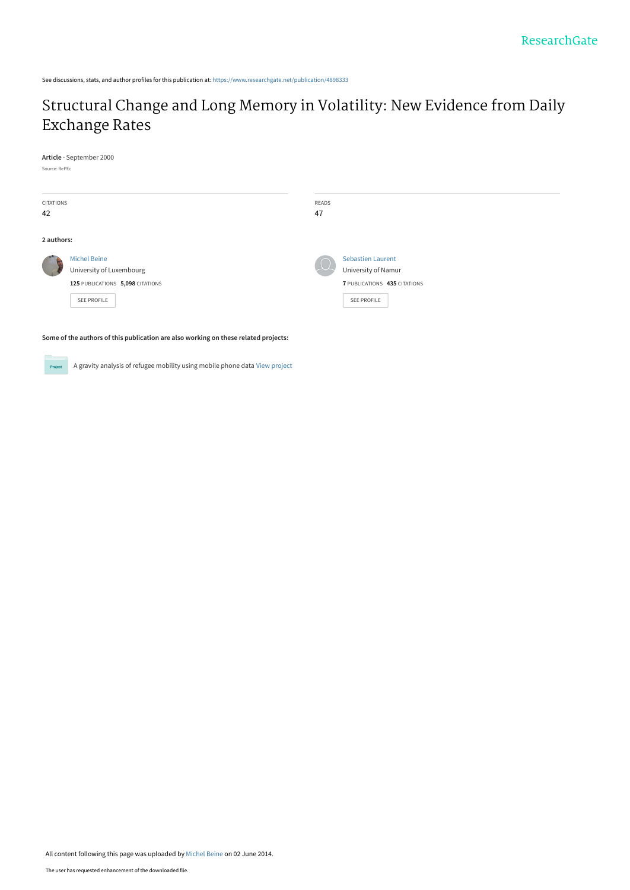See discussions, stats, and author profiles for this publication at: https://www.researchgate.net/publication/4898333

# Structural Change and Long Memory in Volatility: New Evidence from Daily Exchange Rates

**Article** · September 2000

Source: RePEc

CITATIONS
42

READS
47

**2 authors:**

Michel Beine
University of Luxembourg
**125** PUBLICATIONS **5,098** CITATIONS

SEE PROFILE

Sebastien Laurent
University of Namur
**7** PUBLICATIONS **435** CITATIONS

SEE PROFILE

**Some of the authors of this publication are also working on these related projects:**

A gravity analysis of refugee mobility using mobile phone data View project

All content following this page was uploaded by Michel Beine on 02 June 2014.

The user has requested enhancement of the downloaded file.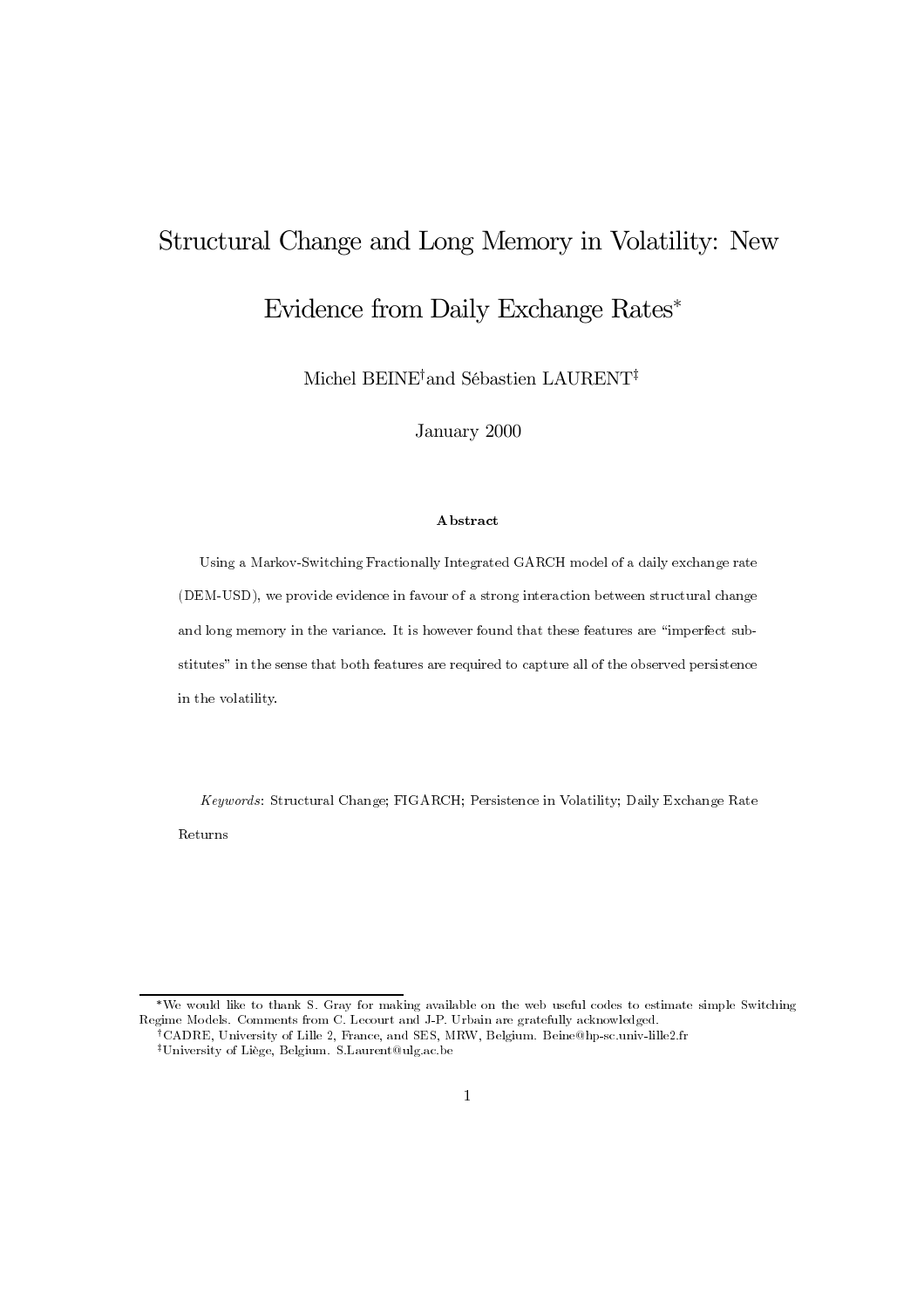# Structural Change and Long Memory in Volatility: New Evidence from Daily Exchange Rates*

Michel BEINE[†] and Sébastien LAURENT[‡]

January 2000

**Abstract**

Using a Markov-Switching Fractionally Integrated GARCH model of a daily exchange rate (DEM-USD), we provide evidence in favour of a strong interaction between structural change and long memory in the variance. It is however found that these features are "imperfect substitutes" in the sense that both features are required to capture all of the observed persistence in the volatility.

*Keywords*: Structural Change; FIGARCH; Persistence in Volatility; Daily Exchange Rate Returns

---

*We would like to thank S. Gray for making available on the web useful codes to estimate simple Switching Regime Models. Comments from C. Lecourt and J-P. Urbain are gratefully acknowledged.

[†]CADRE, University of Lille 2, France, and SES, MRW, Belgium. Beine@hp-sc.univ-lille2.fr

[‡]University of Liège, Belgium. S.Laurent@ulg.ac.be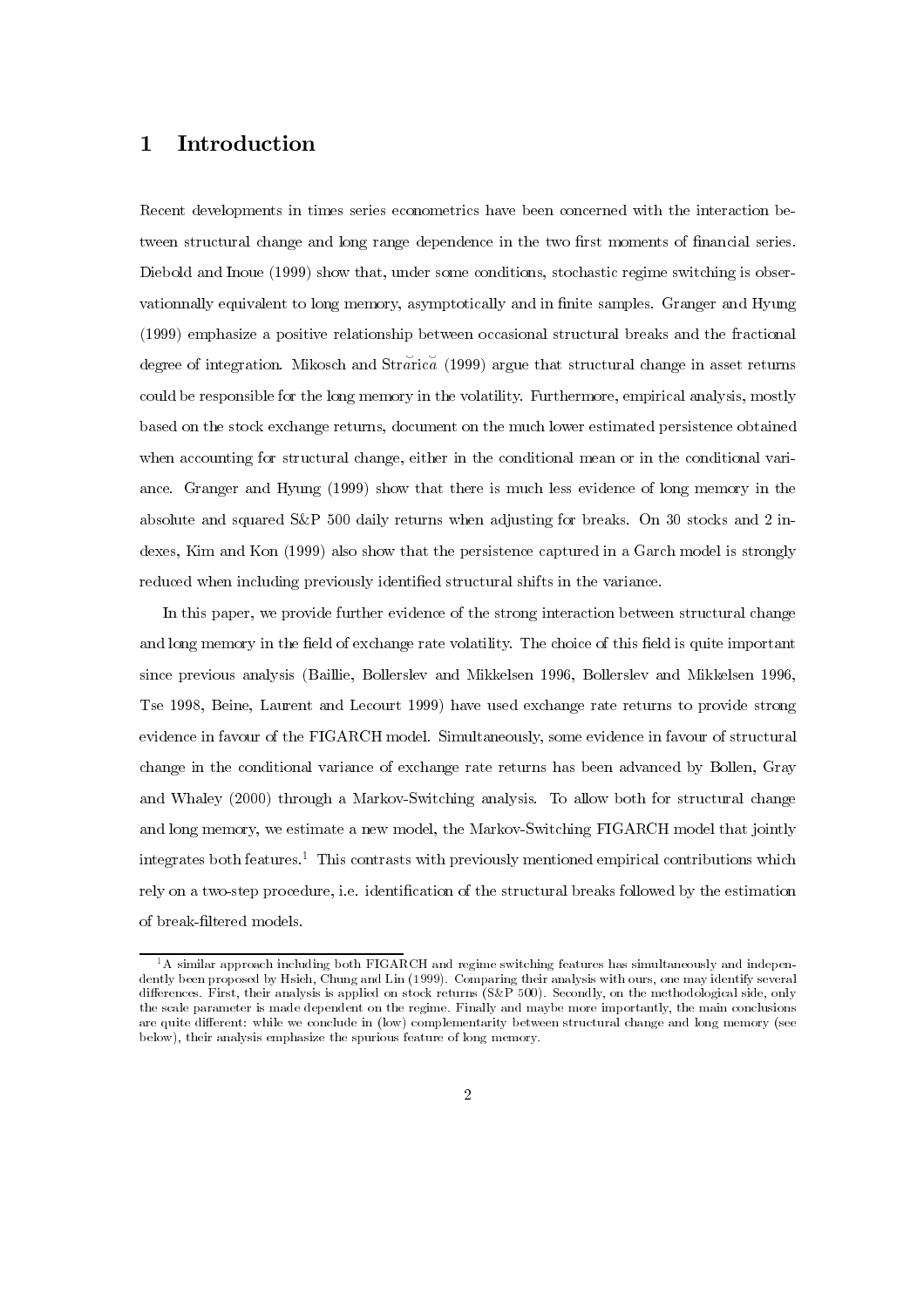# 1 Introduction

Recent developments in times series econometrics have been concerned with the interaction between structural change and long range dependence in the two first moments of financial series. Diebold and Inoue (1999) show that, under some conditions, stochastic regime switching is observationnally equivalent to long memory, asymptotically and in finite samples. Granger and Hyung (1999) emphasize a positive relationship between occasional structural breaks and the fractional degree of integration. Mikosch and Stărică (1999) argue that structural change in asset returns could be responsible for the long memory in the volatility. Furthermore, empirical analysis, mostly based on the stock exchange returns, document on the much lower estimated persistence obtained when accounting for structural change, either in the conditional mean or in the conditional variance. Granger and Hyung (1999) show that there is much less evidence of long memory in the absolute and squared S&P 500 daily returns when adjusting for breaks. On 30 stocks and 2 indexes, Kim and Kon (1999) also show that the persistence captured in a Garch model is strongly reduced when including previously identified structural shifts in the variance.

In this paper, we provide further evidence of the strong interaction between structural change and long memory in the field of exchange rate volatility. The choice of this field is quite important since previous analysis (Baillie, Bollerslev and Mikkelsen 1996, Bollerslev and Mikkelsen 1996, Tse 1998, Beine, Laurent and Lecourt 1999) have used exchange rate returns to provide strong evidence in favour of the FIGARCH model. Simultaneously, some evidence in favour of structural change in the conditional variance of exchange rate returns has been advanced by Bollen, Gray and Whaley (2000) through a Markov-Switching analysis. To allow both for structural change and long memory, we estimate a new model, the Markov-Switching FIGARCH model that jointly integrates both features.[1] This contrasts with previously mentioned empirical contributions which rely on a two-step procedure, i.e. identification of the structural breaks followed by the estimation of break-filtered models.

[1] A similar approach including both FIGARCH and regime switching features has simultaneously and independently been proposed by Hsieh, Chung and Lin (1999). Comparing their analysis with ours, one may identify several differences. First, their analysis is applied on stock returns (S&P 500). Secondly, on the methodological side, only the scale parameter is made dependent on the regime. Finally and maybe more importantly, the main conclusions are quite different: while we conclude in (low) complementarity between structural change and long memory (see below), their analysis emphasize the spurious feature of long memory.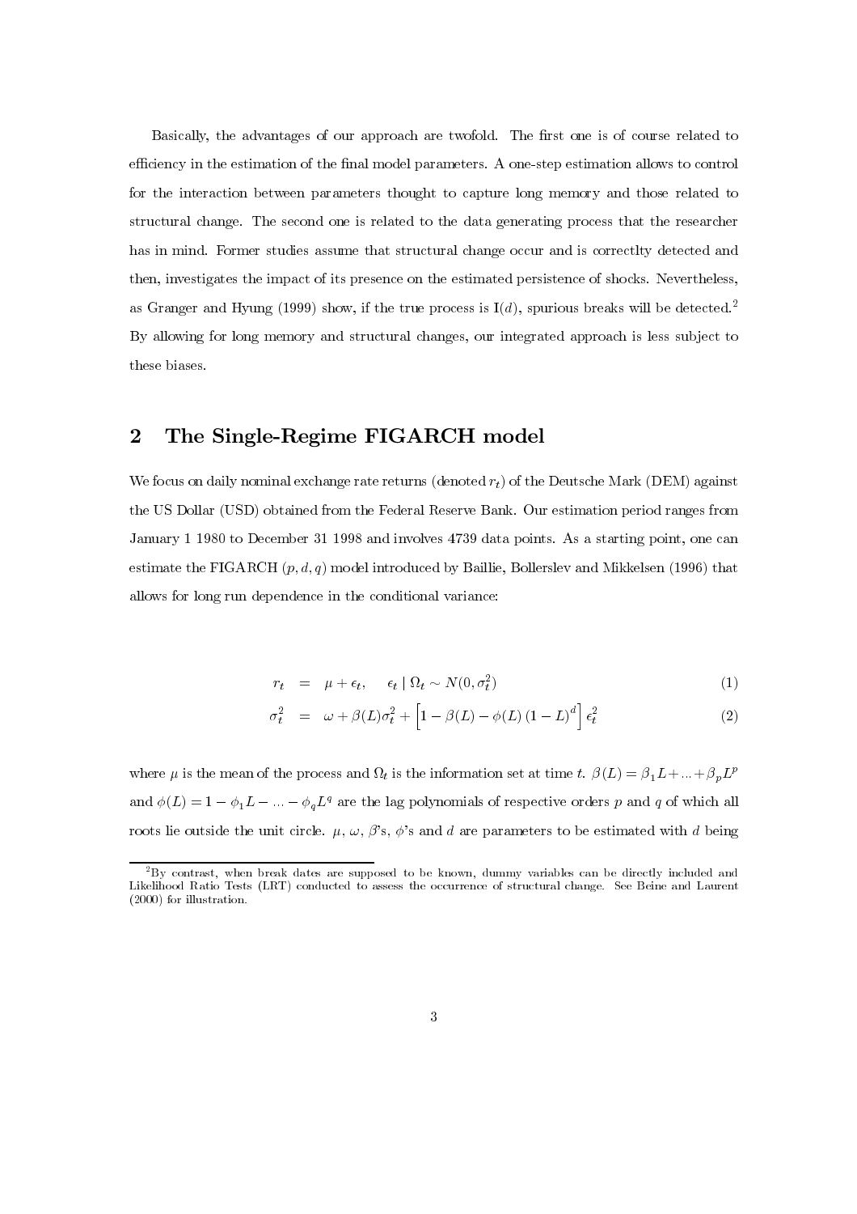Basically, the advantages of our approach are twofold. The first one is of course related to efficiency in the estimation of the final model parameters. A one-step estimation allows to control for the interaction between parameters thought to capture long memory and those related to structural change. The second one is related to the data generating process that the researcher has in mind. Former studies assume that structural change occur and is correctlty detected and then, investigates the impact of its presence on the estimated persistence of shocks. Nevertheless, as Granger and Hyung (1999) show, if the true process is I$(d)$, spurious breaks will be detected.[2] By allowing for long memory and structural changes, our integrated approach is less subject to these biases.

## 2 The Single-Regime FIGARCH model

We focus on daily nominal exchange rate returns (denoted $r_t$) of the Deutsche Mark (DEM) against the US Dollar (USD) obtained from the Federal Reserve Bank. Our estimation period ranges from January 1 1980 to December 31 1998 and involves 4739 data points. As a starting point, one can estimate the FIGARCH $(p, d, q)$ model introduced by Baillie, Bollerslev and Mikkelsen (1996) that allows for long run dependence in the conditional variance:

$$r_t = \mu + \epsilon_t, \quad \epsilon_t \mid \Omega_t \sim N(0, \sigma_t^2) \tag{1}$$

$$\sigma_t^2 = \omega + \beta(L)\sigma_t^2 + \left[1 - \beta(L) - \phi(L)(1-L)^d\right]\epsilon_t^2 \tag{2}$$

where $\mu$ is the mean of the process and $\Omega_t$ is the information set at time $t$. $\beta(L) = \beta_1 L + ... + \beta_p L^p$ and $\phi(L) = 1 - \phi_1 L - ... - \phi_q L^q$ are the lag polynomials of respective orders $p$ and $q$ of which all roots lie outside the unit circle. $\mu$, $\omega$, $\beta$'s, $\phi$'s and $d$ are parameters to be estimated with $d$ being

[2] By contrast, when break dates are supposed to be known, dummy variables can be directly included and Likelihood Ratio Tests (LRT) conducted to assess the occurrence of structural change. See Beine and Laurent (2000) for illustration.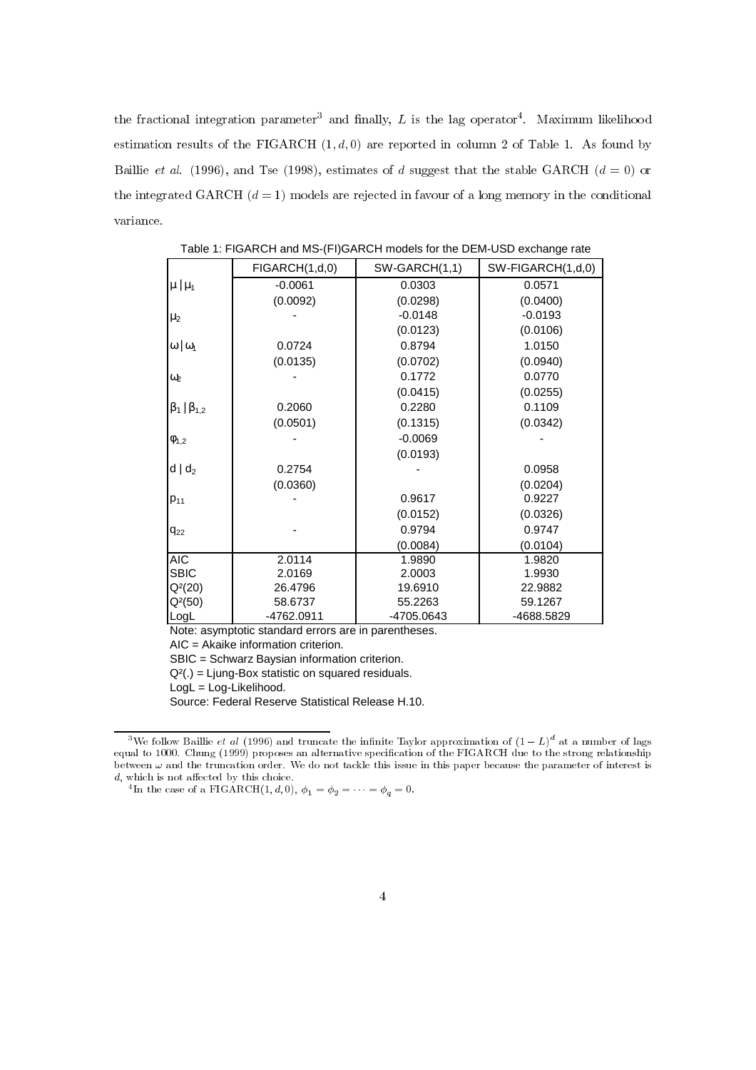the fractional integration parameter[3] and finally, $L$ is the lag operator[4]. Maximum likelihood estimation results of the FIGARCH $(1, d, 0)$ are reported in column 2 of Table 1. As found by Baillie *et al.* (1996), and Tse (1998), estimates of $d$ suggest that the stable GARCH ($d = 0$) or the integrated GARCH ($d = 1$) models are rejected in favour of a long memory in the conditional variance.

Table 1: FIGARCH and MS-(FI)GARCH models for the DEM-USD exchange rate

| | FIGARCH(1,d,0) | SW-GARCH(1,1) | SW-FIGARCH(1,d,0) |
|---|---|---|---|
| $\mu \mid \mu_1$ | -0.0061 | 0.0303 | 0.0571 |
| | (0.0092) | (0.0298) | (0.0400) |
| $\mu_2$ | - | -0.0148 | -0.0193 |
| | | (0.0123) | (0.0106) |
| $\omega \mid \omega_1$ | 0.0724 | 0.8794 | 1.0150 |
| | (0.0135) | (0.0702) | (0.0940) |
| $\omega_2$ | - | 0.1772 | 0.0770 |
| | | (0.0415) | (0.0255) |
| $\beta_1 \mid \beta_{1,2}$ | 0.2060 | 0.2280 | 0.1109 |
| | (0.0501) | (0.1315) | (0.0342) |
| $\varphi_{1,2}$ | - | -0.0069 | - |
| | | (0.0193) | |
| $d \mid d_2$ | 0.2754 | - | 0.0958 |
| | (0.0360) | | (0.0204) |
| $p_{11}$ | - | 0.9617 | 0.9227 |
| | | (0.0152) | (0.0326) |
| $q_{22}$ | - | 0.9794 | 0.9747 |
| | | (0.0084) | (0.0104) |
| AIC | 2.0114 | 1.9890 | 1.9820 |
| SBIC | 2.0169 | 2.0003 | 1.9930 |
| $Q^2(20)$ | 26.4796 | 19.6910 | 22.9882 |
| $Q^2(50)$ | 58.6737 | 55.2263 | 59.1267 |
| LogL | -4762.0911 | -4705.0643 | -4688.5829 |

Note: asymptotic standard errors are in parentheses.

AIC = Akaike information criterion.

SBIC = Schwarz Baysian information criterion.

$Q^2(.)$ = Ljung-Box statistic on squared residuals.

LogL = Log-Likelihood.

Source: Federal Reserve Statistical Release H.10.

[3] We follow Baillie *et al* (1996) and truncate the infinite Taylor approximation of $(1 - L)^d$ at a number of lags equal to 1000. Chung (1999) proposes an alternative specification of the FIGARCH due to the strong relationship between $\omega$ and the truncation order. We do not tackle this issue in this paper because the parameter of interest is $d$, which is not affected by this choice.

[4] In the case of a FIGARCH$(1, d, 0)$, $\phi_1 = \phi_2 = \cdots = \phi_q = 0$.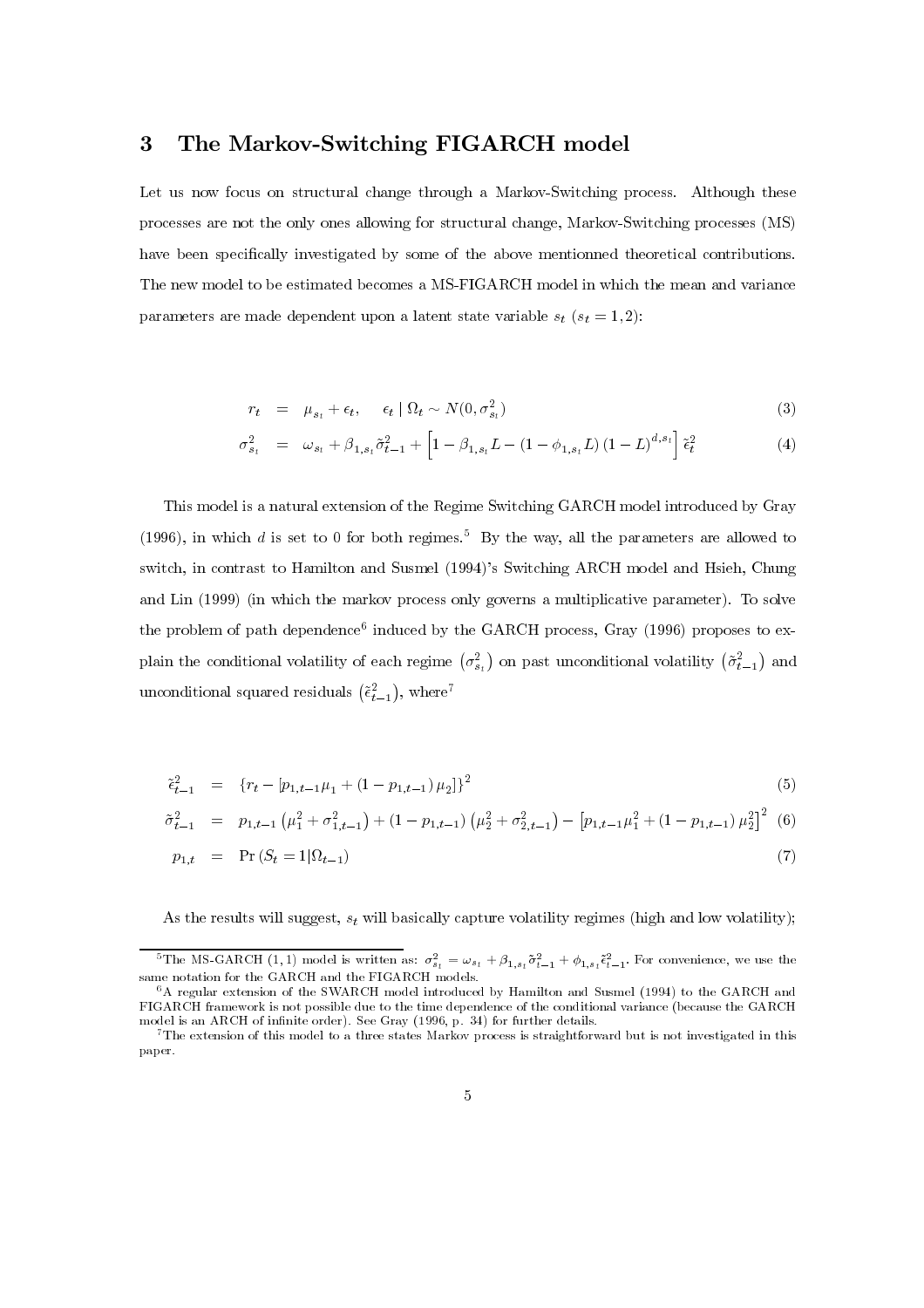## 3 The Markov-Switching FIGARCH model

Let us now focus on structural change through a Markov-Switching process. Although these processes are not the only ones allowing for structural change, Markov-Switching processes (MS) have been specifically investigated by some of the above mentionned theoretical contributions. The new model to be estimated becomes a MS-FIGARCH model in which the mean and variance parameters are made dependent upon a latent state variable $s_t$ ($s_t = 1, 2$):

$$
\begin{aligned}
r_t &= \mu_{s_t} + \epsilon_t, \quad \epsilon_t \mid \Omega_t \sim N(0, \sigma^2_{s_t}) & (3)\\
\sigma^2_{s_t} &= \omega_{s_t} + \beta_{1,s_t}\tilde{\sigma}^2_{t-1} + \left[1 - \beta_{1,s_t}L - (1 - \phi_{1,s_t}L)(1-L)^{d,s_t}\right]\tilde{\epsilon}^2_t & (4)
\end{aligned}
$$

This model is a natural extension of the Regime Switching GARCH model introduced by Gray (1996), in which $d$ is set to 0 for both regimes.[5] By the way, all the parameters are allowed to switch, in contrast to Hamilton and Susmel (1994)'s Switching ARCH model and Hsieh, Chung and Lin (1999) (in which the markov process only governs a multiplicative parameter). To solve the problem of path dependence[6] induced by the GARCH process, Gray (1996) proposes to explain the conditional volatility of each regime $\left(\sigma^2_{s_t}\right)$ on past unconditional volatility $\left(\tilde{\sigma}^2_{t-1}\right)$ and unconditional squared residuals $\left(\tilde{\epsilon}^2_{t-1}\right)$, where[7]

$$
\begin{aligned}
\tilde{\epsilon}^2_{t-1} &= \{r_t - [p_{1,t-1}\mu_1 + (1 - p_{1,t-1})\mu_2]\}^2 & (5)\\
\tilde{\sigma}^2_{t-1} &= p_{1,t-1}\left(\mu_1^2 + \sigma^2_{1,t-1}\right) + (1 - p_{1,t-1})\left(\mu_2^2 + \sigma^2_{2,t-1}\right) - \left[p_{1,t-1}\mu_1^2 + (1 - p_{1,t-1})\mu_2^2\right]^2 & (6)\\
p_{1,t} &= \Pr(S_t = 1 | \Omega_{t-1}) & (7)
\end{aligned}
$$

As the results will suggest, $s_t$ will basically capture volatility regimes (high and low volatility);

---

[5] The MS-GARCH (1,1) model is written as: $\sigma^2_{s_t} = \omega_{s_t} + \beta_{1,s_t}\tilde{\sigma}^2_{t-1} + \phi_{1,s_t}\tilde{\epsilon}^2_{t-1}$. For convenience, we use the same notation for the GARCH and the FIGARCH models.

[6] A regular extension of the SWARCH model introduced by Hamilton and Susmel (1994) to the GARCH and FIGARCH framework is not possible due to the time dependence of the conditional variance (because the GARCH model is an ARCH of infinite order). See Gray (1996, p. 34) for further details.

[7] The extension of this model to a three states Markov process is straightforward but is not investigated in this paper.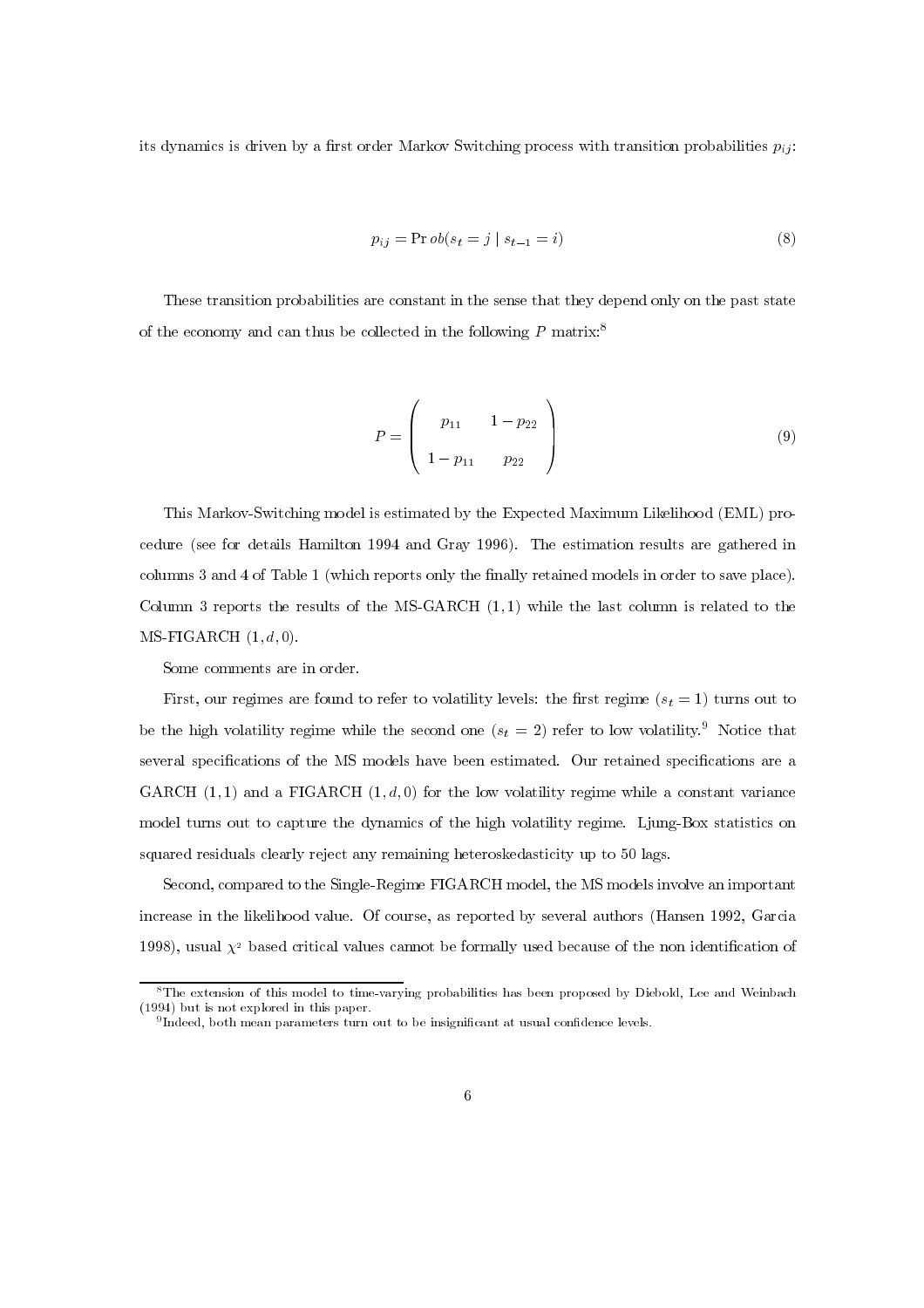its dynamics is driven by a first order Markov Switching process with transition probabilities $p_{ij}$:

$$p_{ij} = \Pr ob(s_t = j \mid s_{t-1} = i) \tag{8}$$

These transition probabilities are constant in the sense that they depend only on the past state of the economy and can thus be collected in the following $P$ matrix:[8]

$$P = \begin{pmatrix} p_{11} & 1 - p_{22} \\ 1 - p_{11} & p_{22} \end{pmatrix} \tag{9}$$

This Markov-Switching model is estimated by the Expected Maximum Likelihood (EML) procedure (see for details Hamilton 1994 and Gray 1996). The estimation results are gathered in columns 3 and 4 of Table 1 (which reports only the finally retained models in order to save place). Column 3 reports the results of the MS-GARCH $(1,1)$ while the last column is related to the MS-FIGARCH $(1, d, 0)$.

Some comments are in order.

First, our regimes are found to refer to volatility levels: the first regime ($s_t = 1$) turns out to be the high volatility regime while the second one ($s_t = 2$) refer to low volatility.[9] Notice that several specifications of the MS models have been estimated. Our retained specifications are a GARCH $(1,1)$ and a FIGARCH $(1, d, 0)$ for the low volatility regime while a constant variance model turns out to capture the dynamics of the high volatility regime. Ljung-Box statistics on squared residuals clearly reject any remaining heteroskedasticity up to 50 lags.

Second, compared to the Single-Regime FIGARCH model, the MS models involve an important increase in the likelihood value. Of course, as reported by several authors (Hansen 1992, Garcia 1998), usual $\chi^2$ based critical values cannot be formally used because of the non identification of

---

[8] The extension of this model to time-varying probabilities has been proposed by Diebold, Lee and Weinbach (1994) but is not explored in this paper.

[9] Indeed, both mean parameters turn out to be insignificant at usual confidence levels.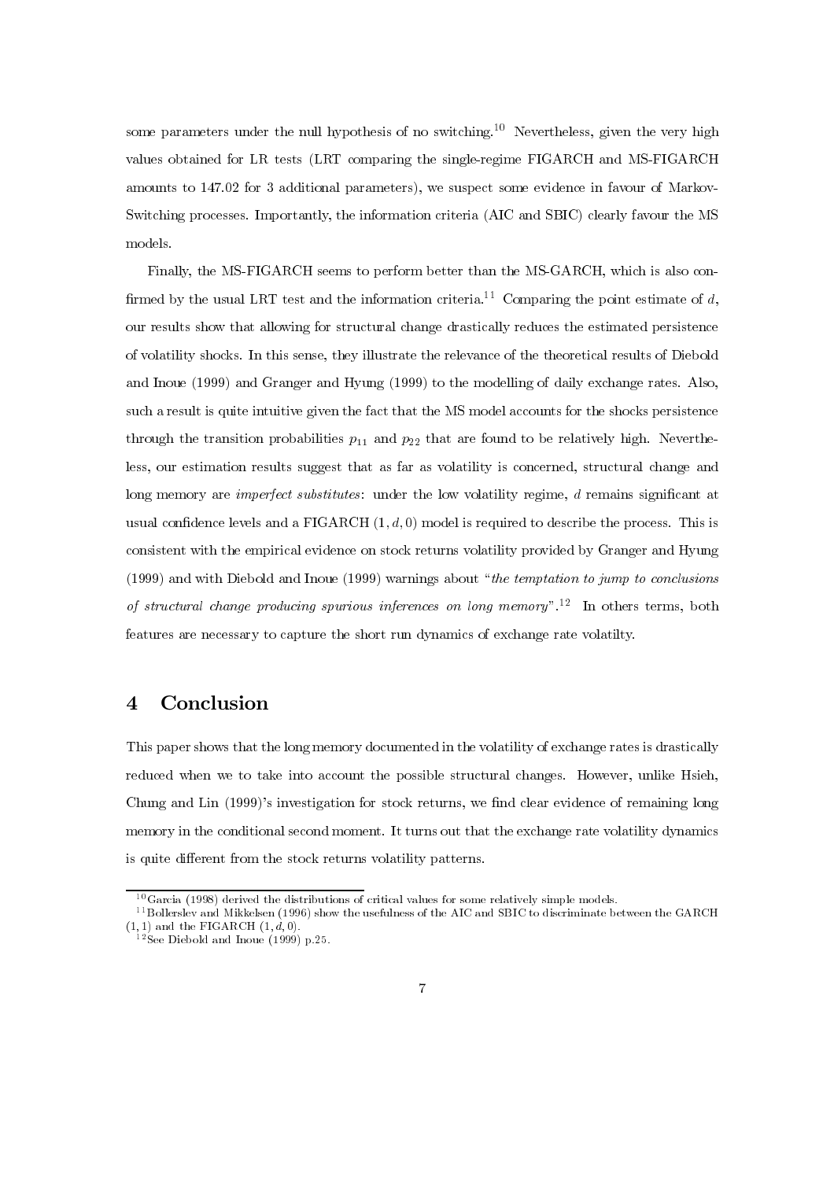some parameters under the null hypothesis of no switching.[10] Nevertheless, given the very high values obtained for LR tests (LRT comparing the single-regime FIGARCH and MS-FIGARCH amounts to 147.02 for 3 additional parameters), we suspect some evidence in favour of Markov-Switching processes. Importantly, the information criteria (AIC and SBIC) clearly favour the MS models.

Finally, the MS-FIGARCH seems to perform better than the MS-GARCH, which is also confirmed by the usual LRT test and the information criteria.[11] Comparing the point estimate of $d$, our results show that allowing for structural change drastically reduces the estimated persistence of volatility shocks. In this sense, they illustrate the relevance of the theoretical results of Diebold and Inoue (1999) and Granger and Hyung (1999) to the modelling of daily exchange rates. Also, such a result is quite intuitive given the fact that the MS model accounts for the shocks persistence through the transition probabilities $p_{11}$ and $p_{22}$ that are found to be relatively high. Nevertheless, our estimation results suggest that as far as volatility is concerned, structural change and long memory are *imperfect substitutes*: under the low volatility regime, $d$ remains significant at usual confidence levels and a FIGARCH $(1, d, 0)$ model is required to describe the process. This is consistent with the empirical evidence on stock returns volatility provided by Granger and Hyung (1999) and with Diebold and Inoue (1999) warnings about "*the temptation to jump to conclusions of structural change producing spurious inferences on long memory*".[12] In others terms, both features are necessary to capture the short run dynamics of exchange rate volatilty.

# 4 Conclusion

This paper shows that the long memory documented in the volatility of exchange rates is drastically reduced when we to take into account the possible structural changes. However, unlike Hsieh, Chung and Lin (1999)'s investigation for stock returns, we find clear evidence of remaining long memory in the conditional second moment. It turns out that the exchange rate volatility dynamics is quite different from the stock returns volatility patterns.

---

[10] Garcia (1998) derived the distributions of critical values for some relatively simple models.

[11] Bollerslev and Mikkelsen (1996) show the usefulness of the AIC and SBIC to discriminate between the GARCH $(1, 1)$ and the FIGARCH $(1, d, 0)$.

[12] See Diebold and Inoue (1999) p.25.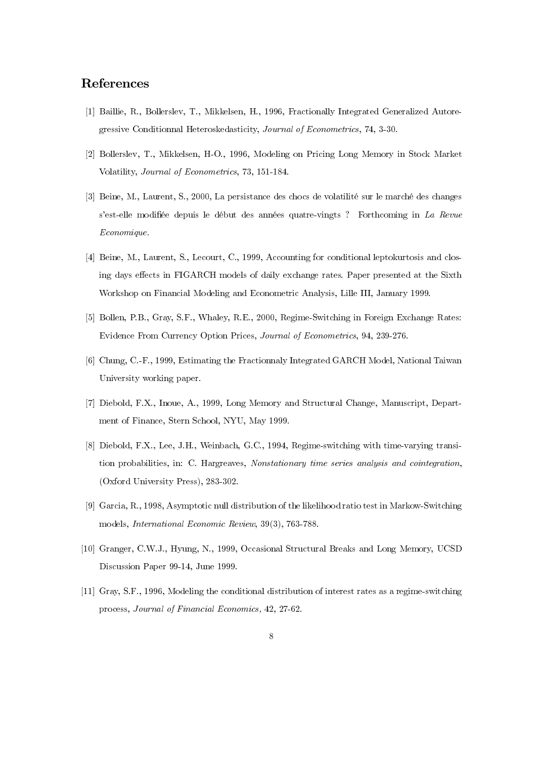## References

[1] Baillie, R., Bollerslev, T., Mikkelsen, H., 1996, Fractionally Integrated Generalized Autoregressive Conditionnal Heteroskedasticity, *Journal of Econometrics*, 74, 3-30.

[2] Bollerslev, T., Mikkelsen, H-O., 1996, Modeling on Pricing Long Memory in Stock Market Volatility, *Journal of Econometrics*, 73, 151-184.

[3] Beine, M., Laurent, S., 2000, La persistance des chocs de volatilité sur le marché des changes s'est-elle modifiée depuis le début des années quatre-vingts ? Forthcoming in *La Revue Economique*.

[4] Beine, M., Laurent, S., Lecourt, C., 1999, Accounting for conditional leptokurtosis and closing days effects in FIGARCH models of daily exchange rates. Paper presented at the Sixth Workshop on Financial Modeling and Econometric Analysis, Lille III, January 1999.

[5] Bollen, P.B., Gray, S.F., Whaley, R.E., 2000, Regime-Switching in Foreign Exchange Rates: Evidence From Currency Option Prices, *Journal of Econometrics*, 94, 239-276.

[6] Chung, C.-F., 1999, Estimating the Fractionnaly Integrated GARCH Model, National Taiwan University working paper.

[7] Diebold, F.X., Inoue, A., 1999, Long Memory and Structural Change, Manuscript, Department of Finance, Stern School, NYU, May 1999.

[8] Diebold, F.X., Lee, J.H., Weinbach, G.C., 1994, Regime-switching with time-varying transition probabilities, in: C. Hargreaves, *Nonstationary time series analysis and cointegration*, (Oxford University Press), 283-302.

[9] Garcia, R., 1998, Asymptotic null distribution of the likelihood ratio test in Markow-Switching models, *International Economic Review*, 39(3), 763-788.

[10] Granger, C.W.J., Hyung, N., 1999, Occasional Structural Breaks and Long Memory, UCSD Discussion Paper 99-14, June 1999.

[11] Gray, S.F., 1996, Modeling the conditional distribution of interest rates as a regime-switching process, *Journal of Financial Economics,* 42, 27-62.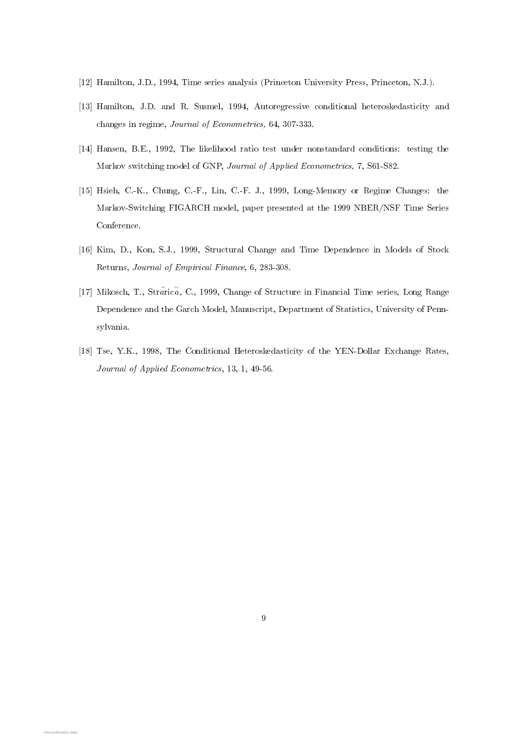[12] Hamilton, J.D., 1994, Time series analysis (Princeton University Press, Princeton, N.J.).

[13] Hamilton, J.D. and R. Susmel, 1994, Autoregressive conditional heteroskedasticity and changes in regime, *Journal of Econometrics,* 64, 307-333.

[14] Hansen, B.E., 1992, The likelihood ratio test under nonstandard conditions: testing the Markov switching model of GNP, *Journal of Applied Econometrics,* 7, S61-S82.

[15] Hsieh, C.-K., Chung, C.-F., Lin, C.-F. J., 1999, Long-Memory or Regime Changes: the Markov-Switching FIGARCH model, paper presented at the 1999 NBER/NSF Time Series Conference.

[16] Kim, D., Kon, S.J., 1999, Structural Change and Time Dependence in Models of Stock Returns, *Journal of Empirical Finance*, 6, 283-308.

[17] Mikosch, T., Stărică, C., 1999, Change of Structure in Financial Time series, Long Range Dependence and the Garch Model, Manuscript, Department of Statistics, University of Pennsylvania.

[18] Tse, Y.K., 1998, The Conditional Heteroskedasticity of the YEN-Dollar Exchange Rates, *Journal of Applied Econometrics*, 13, 1, 49-56.